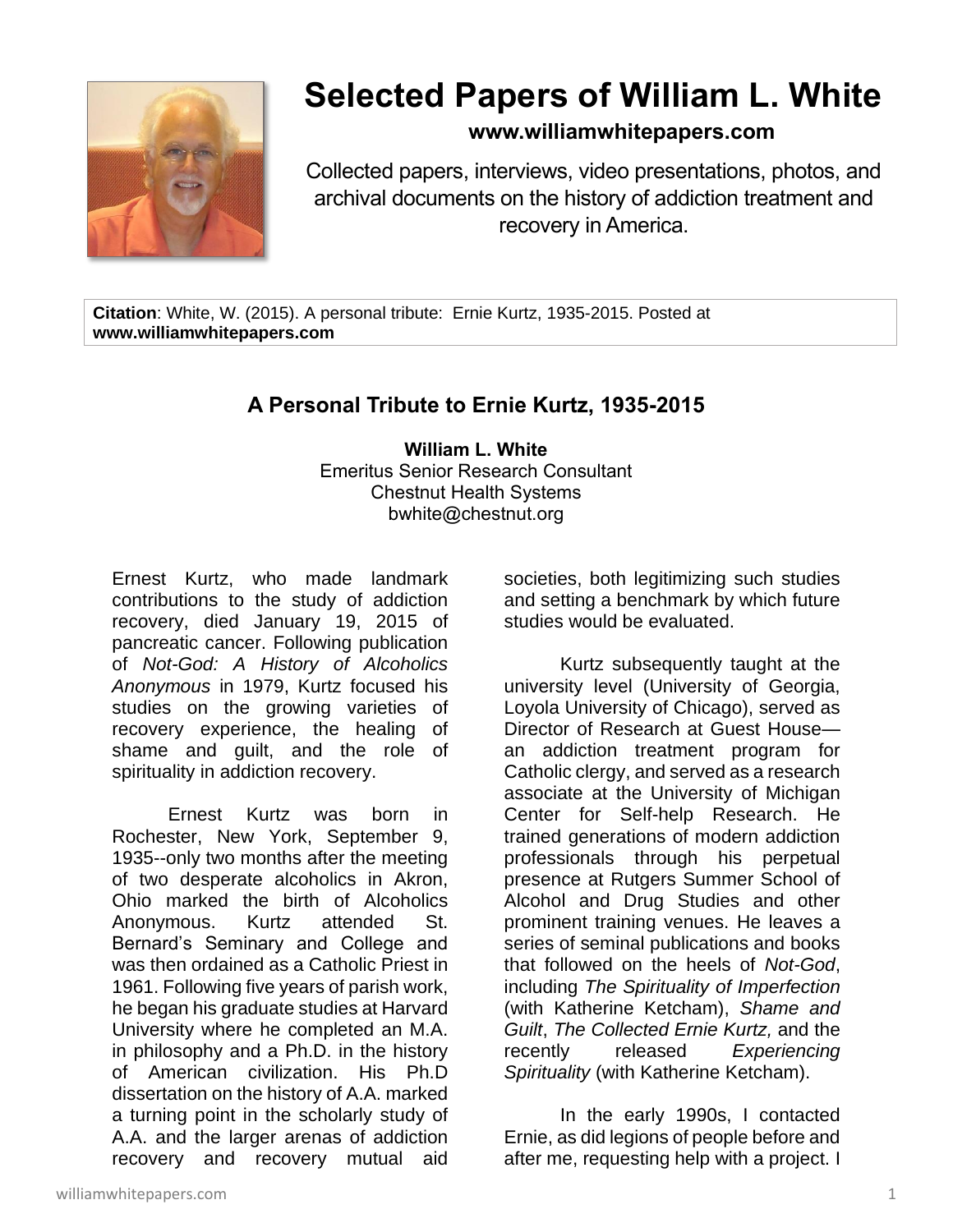# Selected Papers of William L. White

**www.williamwhitepapers.com**

Collected papers, interviews, video presentations, photos, and archival documents on the history of addiction treatment and recovery in America.

**Citation**: White, W. (2015). A personal tribute: Ernie Kurtz, 1935-2015. Posted at **www.williamwhitepapers.com**

## A Personal Tribute to Ernie Kurtz, 1935-2015

**William L. White**
Emeritus Senior Research Consultant
Chestnut Health Systems
bwhite@chestnut.org

Ernest Kurtz, who made landmark contributions to the study of addiction recovery, died January 19, 2015 of pancreatic cancer. Following publication of *Not-God: A History of Alcoholics Anonymous* in 1979, Kurtz focused his studies on the growing varieties of recovery experience, the healing of shame and guilt, and the role of spirituality in addiction recovery.

Ernest Kurtz was born in Rochester, New York, September 9, 1935--only two months after the meeting of two desperate alcoholics in Akron, Ohio marked the birth of Alcoholics Anonymous. Kurtz attended St. Bernard's Seminary and College and was then ordained as a Catholic Priest in 1961. Following five years of parish work, he began his graduate studies at Harvard University where he completed an M.A. in philosophy and a Ph.D. in the history of American civilization. His Ph.D dissertation on the history of A.A. marked a turning point in the scholarly study of A.A. and the larger arenas of addiction recovery and recovery mutual aid societies, both legitimizing such studies and setting a benchmark by which future studies would be evaluated.

Kurtz subsequently taught at the university level (University of Georgia, Loyola University of Chicago), served as Director of Research at Guest House—an addiction treatment program for Catholic clergy, and served as a research associate at the University of Michigan Center for Self-help Research. He trained generations of modern addiction professionals through his perpetual presence at Rutgers Summer School of Alcohol and Drug Studies and other prominent training venues. He leaves a series of seminal publications and books that followed on the heels of *Not-God*, including *The Spirituality of Imperfection* (with Katherine Ketcham), *Shame and Guilt*, *The Collected Ernie Kurtz,* and the recently released *Experiencing Spirituality* (with Katherine Ketcham).

In the early 1990s, I contacted Ernie, as did legions of people before and after me, requesting help with a project. I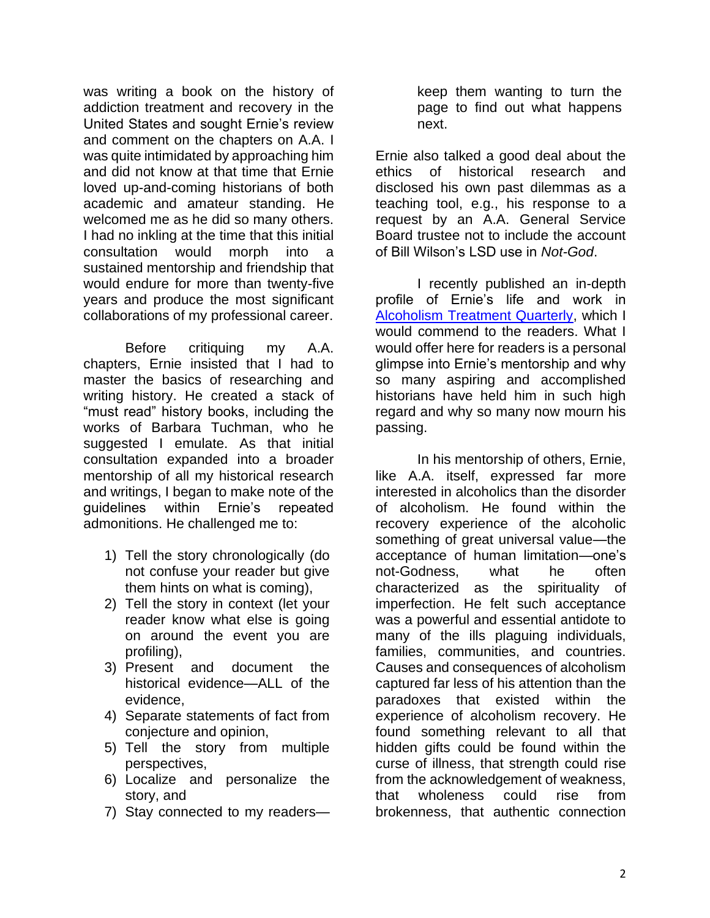was writing a book on the history of addiction treatment and recovery in the United States and sought Ernie's review and comment on the chapters on A.A. I was quite intimidated by approaching him and did not know at that time that Ernie loved up-and-coming historians of both academic and amateur standing. He welcomed me as he did so many others. I had no inkling at the time that this initial consultation would morph into a sustained mentorship and friendship that would endure for more than twenty-five years and produce the most significant collaborations of my professional career.

Before critiquing my A.A. chapters, Ernie insisted that I had to master the basics of researching and writing history. He created a stack of "must read" history books, including the works of Barbara Tuchman, who he suggested I emulate. As that initial consultation expanded into a broader mentorship of all my historical research and writings, I began to make note of the guidelines within Ernie's repeated admonitions. He challenged me to:

1) Tell the story chronologically (do not confuse your reader but give them hints on what is coming),
2) Tell the story in context (let your reader know what else is going on around the event you are profiling),
3) Present and document the historical evidence—ALL of the evidence,
4) Separate statements of fact from conjecture and opinion,
5) Tell the story from multiple perspectives,
6) Localize and personalize the story, and
7) Stay connected to my readers—keep them wanting to turn the page to find out what happens next.

Ernie also talked a good deal about the ethics of historical research and disclosed his own past dilemmas as a teaching tool, e.g., his response to a request by an A.A. General Service Board trustee not to include the account of Bill Wilson's LSD use in *Not-God*.

I recently published an in-depth profile of Ernie's life and work in Alcoholism Treatment Quarterly, which I would commend to the readers. What I would offer here for readers is a personal glimpse into Ernie's mentorship and why so many aspiring and accomplished historians have held him in such high regard and why so many now mourn his passing.

In his mentorship of others, Ernie, like A.A. itself, expressed far more interested in alcoholics than the disorder of alcoholism. He found within the recovery experience of the alcoholic something of great universal value—the acceptance of human limitation—one's not-Godness, what he often characterized as the spirituality of imperfection. He felt such acceptance was a powerful and essential antidote to many of the ills plaguing individuals, families, communities, and countries. Causes and consequences of alcoholism captured far less of his attention than the paradoxes that existed within the experience of alcoholism recovery. He found something relevant to all that hidden gifts could be found within the curse of illness, that strength could rise from the acknowledgement of weakness, that wholeness could rise from brokenness, that authentic connection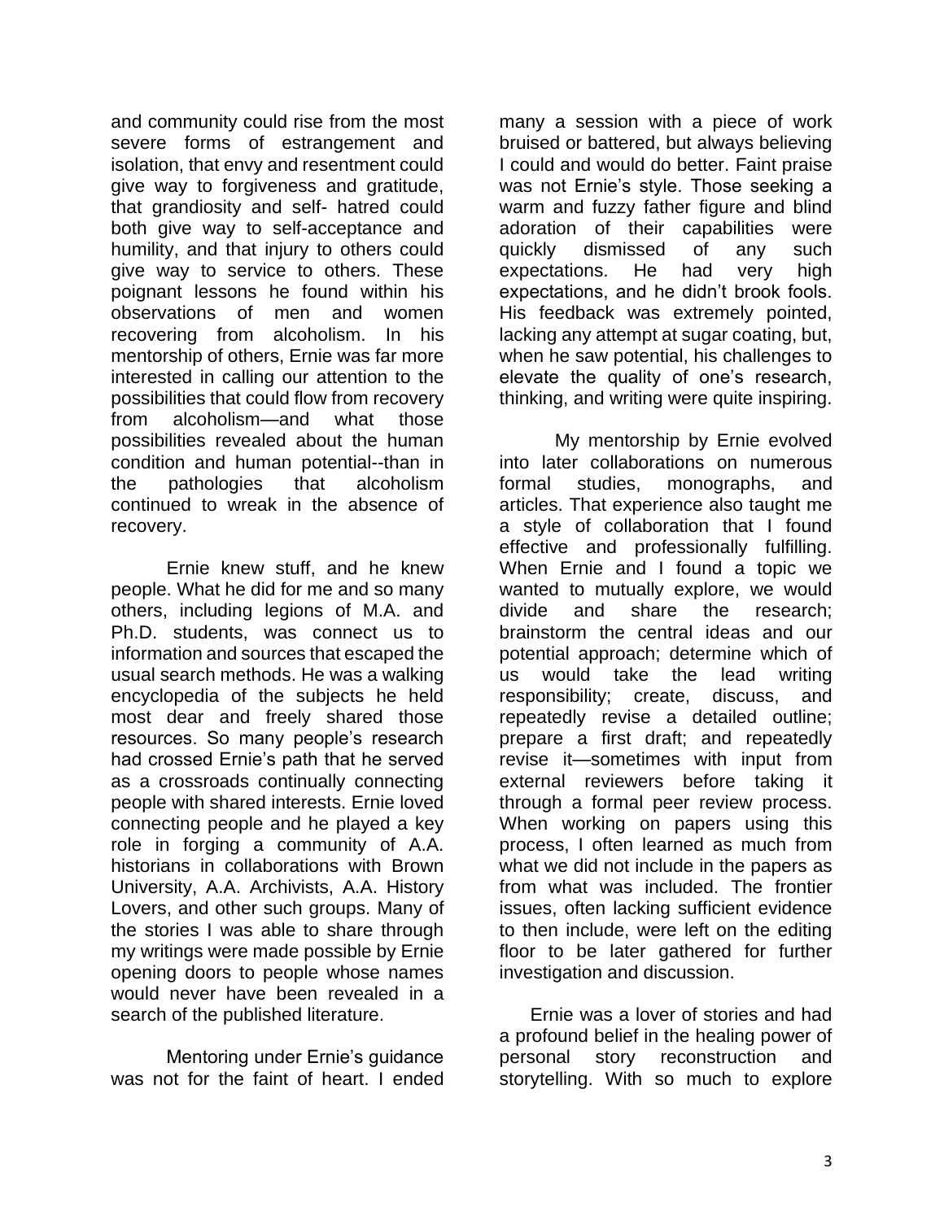and community could rise from the most severe forms of estrangement and isolation, that envy and resentment could give way to forgiveness and gratitude, that grandiosity and self- hatred could both give way to self-acceptance and humility, and that injury to others could give way to service to others. These poignant lessons he found within his observations of men and women recovering from alcoholism. In his mentorship of others, Ernie was far more interested in calling our attention to the possibilities that could flow from recovery from alcoholism—and what those possibilities revealed about the human condition and human potential--than in the pathologies that alcoholism continued to wreak in the absence of recovery.

Ernie knew stuff, and he knew people. What he did for me and so many others, including legions of M.A. and Ph.D. students, was connect us to information and sources that escaped the usual search methods. He was a walking encyclopedia of the subjects he held most dear and freely shared those resources. So many people's research had crossed Ernie's path that he served as a crossroads continually connecting people with shared interests. Ernie loved connecting people and he played a key role in forging a community of A.A. historians in collaborations with Brown University, A.A. Archivists, A.A. History Lovers, and other such groups. Many of the stories I was able to share through my writings were made possible by Ernie opening doors to people whose names would never have been revealed in a search of the published literature.

Mentoring under Ernie's guidance was not for the faint of heart. I ended many a session with a piece of work bruised or battered, but always believing I could and would do better. Faint praise was not Ernie's style. Those seeking a warm and fuzzy father figure and blind adoration of their capabilities were quickly dismissed of any such expectations. He had very high expectations, and he didn't brook fools. His feedback was extremely pointed, lacking any attempt at sugar coating, but, when he saw potential, his challenges to elevate the quality of one's research, thinking, and writing were quite inspiring.

My mentorship by Ernie evolved into later collaborations on numerous formal studies, monographs, and articles. That experience also taught me a style of collaboration that I found effective and professionally fulfilling. When Ernie and I found a topic we wanted to mutually explore, we would divide and share the research; brainstorm the central ideas and our potential approach; determine which of us would take the lead writing responsibility; create, discuss, and repeatedly revise a detailed outline; prepare a first draft; and repeatedly revise it—sometimes with input from external reviewers before taking it through a formal peer review process. When working on papers using this process, I often learned as much from what we did not include in the papers as from what was included. The frontier issues, often lacking sufficient evidence to then include, were left on the editing floor to be later gathered for further investigation and discussion.

Ernie was a lover of stories and had a profound belief in the healing power of personal story reconstruction and storytelling. With so much to explore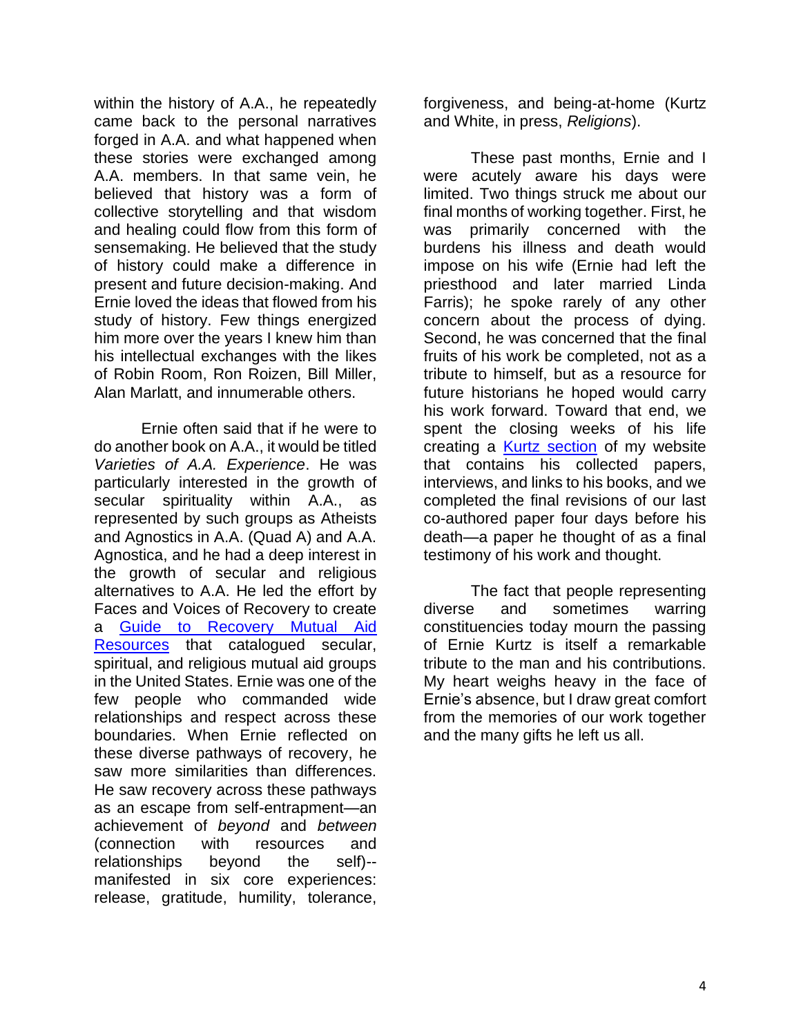within the history of A.A., he repeatedly came back to the personal narratives forged in A.A. and what happened when these stories were exchanged among A.A. members. In that same vein, he believed that history was a form of collective storytelling and that wisdom and healing could flow from this form of sensemaking. He believed that the study of history could make a difference in present and future decision-making. And Ernie loved the ideas that flowed from his study of history. Few things energized him more over the years I knew him than his intellectual exchanges with the likes of Robin Room, Ron Roizen, Bill Miller, Alan Marlatt, and innumerable others.

Ernie often said that if he were to do another book on A.A., it would be titled *Varieties of A.A. Experience*. He was particularly interested in the growth of secular spirituality within A.A., as represented by such groups as Atheists and Agnostics in A.A. (Quad A) and A.A. Agnostica, and he had a deep interest in the growth of secular and religious alternatives to A.A. He led the effort by Faces and Voices of Recovery to create a Guide to Recovery Mutual Aid Resources that catalogued secular, spiritual, and religious mutual aid groups in the United States. Ernie was one of the few people who commanded wide relationships and respect across these boundaries. When Ernie reflected on these diverse pathways of recovery, he saw more similarities than differences. He saw recovery across these pathways as an escape from self-entrapment—an achievement of *beyond* and *between* (connection with resources and relationships beyond the self)--manifested in six core experiences: release, gratitude, humility, tolerance, forgiveness, and being-at-home (Kurtz and White, in press, *Religions*).

These past months, Ernie and I were acutely aware his days were limited. Two things struck me about our final months of working together. First, he was primarily concerned with the burdens his illness and death would impose on his wife (Ernie had left the priesthood and later married Linda Farris); he spoke rarely of any other concern about the process of dying. Second, he was concerned that the final fruits of his work be completed, not as a tribute to himself, but as a resource for future historians he hoped would carry his work forward. Toward that end, we spent the closing weeks of his life creating a Kurtz section of my website that contains his collected papers, interviews, and links to his books, and we completed the final revisions of our last co-authored paper four days before his death—a paper he thought of as a final testimony of his work and thought.

The fact that people representing diverse and sometimes warring constituencies today mourn the passing of Ernie Kurtz is itself a remarkable tribute to the man and his contributions. My heart weighs heavy in the face of Ernie's absence, but I draw great comfort from the memories of our work together and the many gifts he left us all.